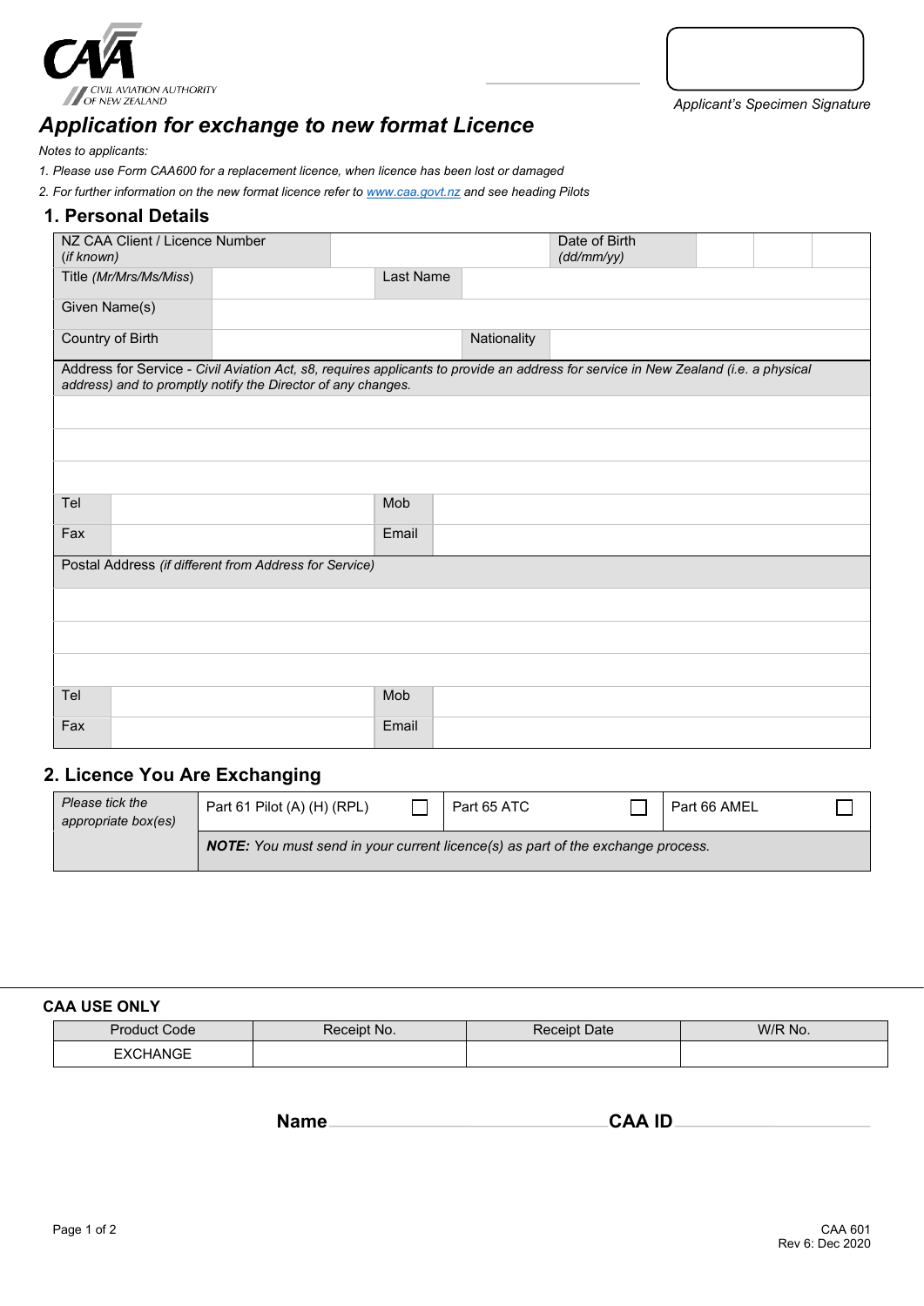Applicant's Specimen Signature

# Application for exchange to new format Licence

*Notes to applicants:*

*1. Please use Form CAA600 for a replacement licence, when licence has been lost or damaged*

*2. For further information on the new format licence refer to [www.caa.govt.nz](http://www.caa.govt.nz) and see heading Pilots*

## 1. Personal Details

| NZ CAA Client / Licence Number *(if known)* | | Date of Birth *(dd/mm/yy)* | | | |
|---|---|---|---|---|---|
| Title *(Mr/Mrs/Ms/Miss)* | | Last Name | | | |
| Given Name(s) | | | | | |
| Country of Birth | | Nationality | | | |

| Address for Service - *Civil Aviation Act, s8, requires applicants to provide an address for service in New Zealand (i.e. a physical address) and to promptly notify the Director of any changes.* | | | |
|---|---|---|---|
| | | | |
| | | | |
| | | | |
| Tel | | Mob | |
| Fax | | Email | |

| Postal Address *(if different from Address for Service)* | | | |
|---|---|---|---|
| | | | |
| | | | |
| | | | |
| Tel | | Mob | |
| Fax | | Email | |

## 2. Licence You Are Exchanging

| *Please tick the appropriate box(es)* | Part 61 Pilot (A) (H) (RPL) ☐ | Part 65 ATC ☐ | Part 66 AMEL ☐ |
|---|---|---|---|
| | ***NOTE:*** *You must send in your current licence(s) as part of the exchange process.* | | |

**CAA USE ONLY**

| Product Code | Receipt No. | Receipt Date | W/R No. |
|---|---|---|---|
| EXCHANGE | | | |

**Name** \_\_\_\_\_\_\_\_\_\_\_\_\_\_\_\_\_\_\_\_ **CAA ID** \_\_\_\_\_\_\_\_\_\_\_\_\_\_\_\_\_\_\_\_

CAA 601
Rev 6: Dec 2020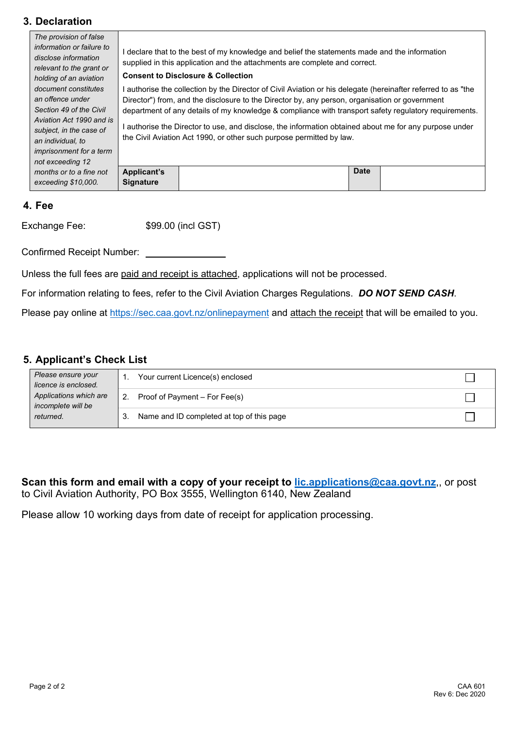## 3. Declaration

| | | | | |
|---|---|---|---|---|
| *The provision of false information or failure to disclose information relevant to the grant or holding of an aviation document constitutes an offence under Section 49 of the Civil Aviation Act 1990 and is subject, in the case of an individual, to imprisonment for a term not exceeding 12 months or to a fine not exceeding $10,000.* | I declare that to the best of my knowledge and belief the statements made and the information supplied in this application and the attachments are complete and correct.<br>**Consent to Disclosure & Collection**<br>I authorise the collection by the Director of Civil Aviation or his delegate (hereinafter referred to as "the Director") from, and the disclosure to the Director by, any person, organisation or government department of any details of my knowledge & compliance with transport safety regulatory requirements.<br>I authorise the Director to use, and disclose, the information obtained about me for any purpose under the Civil Aviation Act 1990, or other such purpose permitted by law. | | | |
| | **Applicant's Signature** | | **Date** | |

## 4. Fee

Exchange Fee: $99.00 (incl GST)

Confirmed Receipt Number: ______________

Unless the full fees are paid and receipt is attached, applications will not be processed.

For information relating to fees, refer to the Civil Aviation Charges Regulations. ***DO NOT SEND CASH***.

Please pay online at https://sec.caa.govt.nz/onlinepayment and attach the receipt that will be emailed to you.

## 5. Applicant's Check List

| | | |
|---|---|---|
| *Please ensure your licence is enclosed. Applications which are incomplete will be returned.* | 1. Your current Licence(s) enclosed | ☐ |
| | 2. Proof of Payment – For Fee(s) | ☐ |
| | 3. Name and ID completed at top of this page | ☐ |

**Scan this form and email with a copy of your receipt to lic.applications@caa.govt.nz**,, or post to Civil Aviation Authority, PO Box 3555, Wellington 6140, New Zealand

Please allow 10 working days from date of receipt for application processing.

CAA 601
Rev 6: Dec 2020